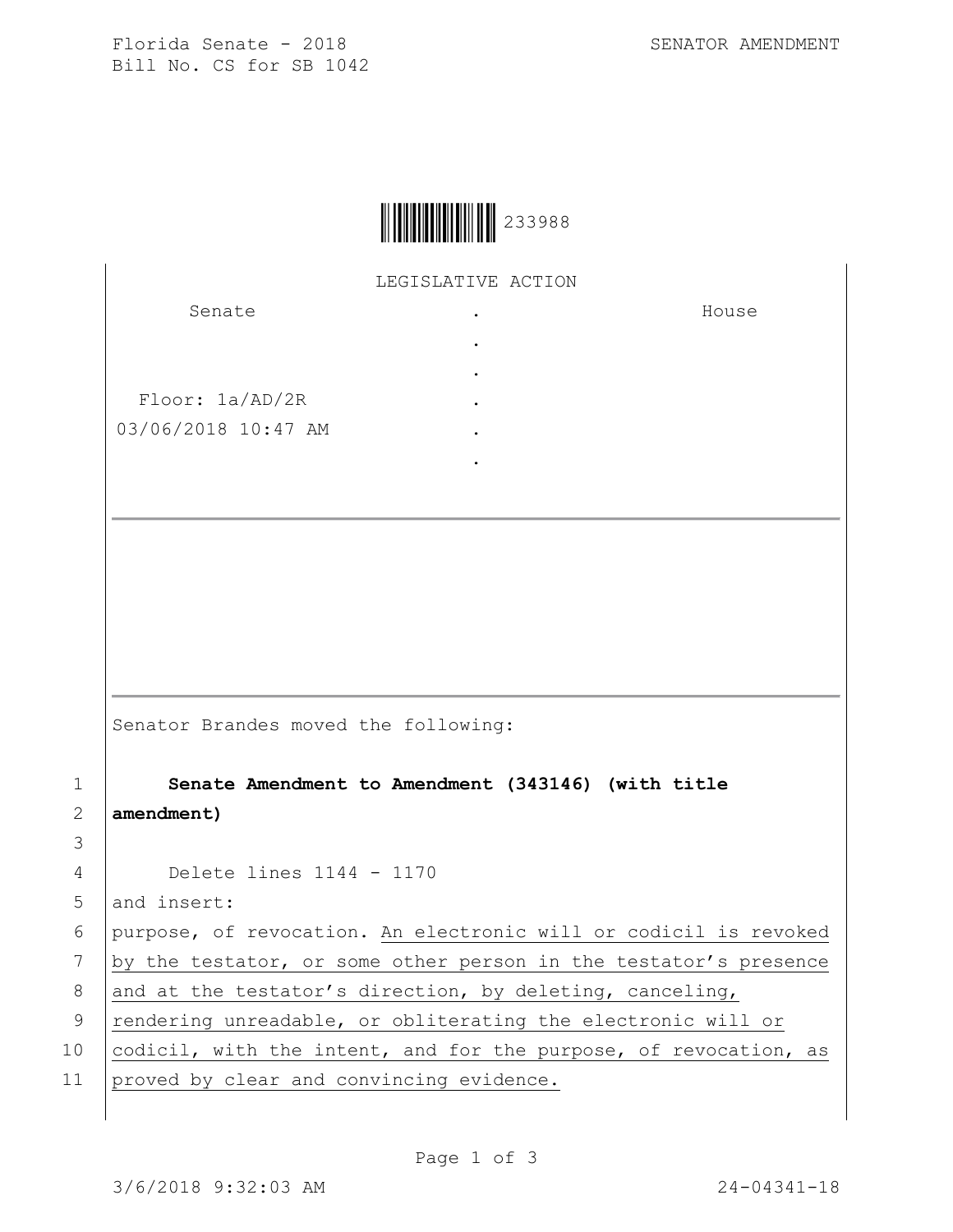Florida Senate - 2018
Bill No. CS for SB 1042

SENATOR AMENDMENT

233988

LEGISLATIVE ACTION

| Senate | . | House |
|---|---|---|
| | . | |
| | . | |
| Floor: 1a/AD/2R | . | |
| 03/06/2018 10:47 AM | . | |
| | . | |

Senator Brandes moved the following:

1 **Senate Amendment to Amendment (343146) (with title**
2 **amendment)**
3
4 Delete lines 1144 - 1170
5 and insert:
6 purpose, of revocation. <u>An electronic will or codicil is revoked</u>
7 <u>by the testator, or some other person in the testator's presence</u>
8 <u>and at the testator's direction, by deleting, canceling,</u>
9 <u>rendering unreadable, or obliterating the electronic will or</u>
10 <u>codicil, with the intent, and for the purpose, of revocation, as</u>
11 <u>proved by clear and convincing evidence.</u>

3/6/2018 9:32:03 AM 24-04341-18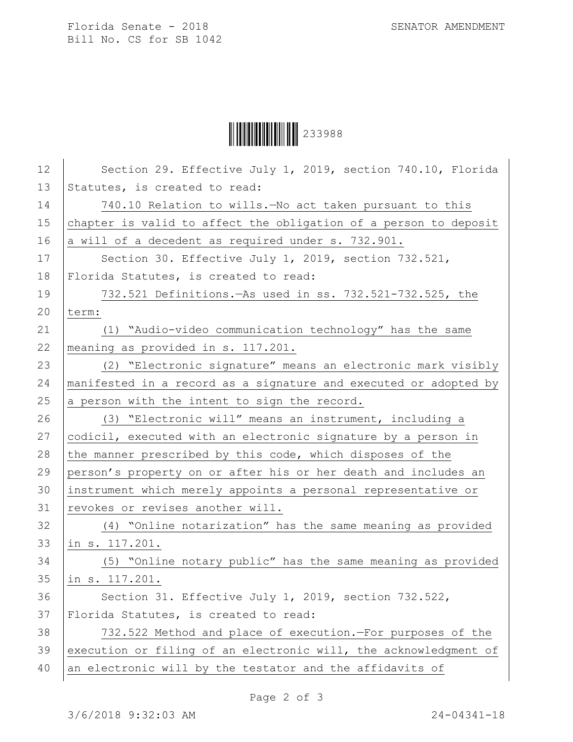Section 29. Effective July 1, 2019, section 740.10, Florida Statutes, is created to read:

740.10 Relation to wills.—No act taken pursuant to this chapter is valid to affect the obligation of a person to deposit a will of a decedent as required under s. 732.901.

Section 30. Effective July 1, 2019, section 732.521, Florida Statutes, is created to read:

732.521 Definitions.—As used in ss. 732.521-732.525, the term:

(1) "Audio-video communication technology" has the same meaning as provided in s. 117.201.

(2) "Electronic signature" means an electronic mark visibly manifested in a record as a signature and executed or adopted by a person with the intent to sign the record.

(3) "Electronic will" means an instrument, including a codicil, executed with an electronic signature by a person in the manner prescribed by this code, which disposes of the person's property on or after his or her death and includes an instrument which merely appoints a personal representative or revokes or revises another will.

(4) "Online notarization" has the same meaning as provided in s. 117.201.

(5) "Online notary public" has the same meaning as provided in s. 117.201.

Section 31. Effective July 1, 2019, section 732.522, Florida Statutes, is created to read:

732.522 Method and place of execution.—For purposes of the execution or filing of an electronic will, the acknowledgment of an electronic will by the testator and the affidavits of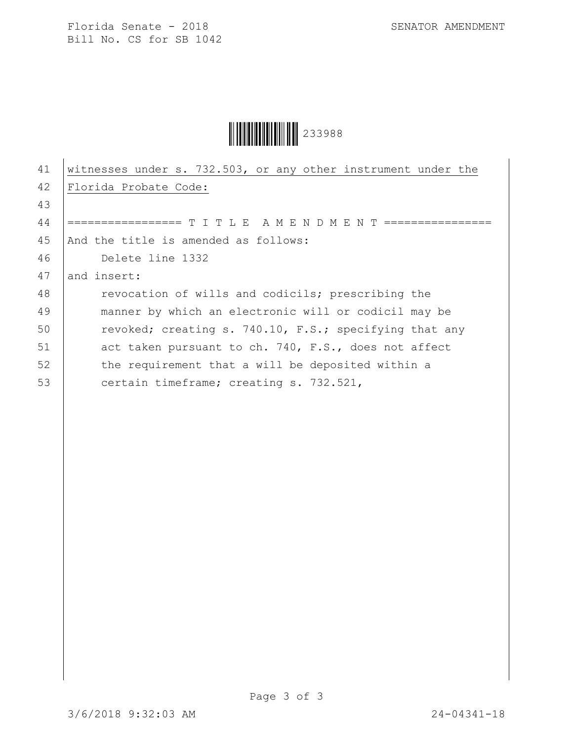41 witnesses under s. 732.503, or any other instrument under the

42 Florida Probate Code:

43

44 ================= T I T L E A M E N D M E N T ================

45 And the title is amended as follows:

46 Delete line 1332

47 and insert:

48 revocation of wills and codicils; prescribing the

49 manner by which an electronic will or codicil may be

50 revoked; creating s. 740.10, F.S.; specifying that any

51 act taken pursuant to ch. 740, F.S., does not affect

52 the requirement that a will be deposited within a

53 certain timeframe; creating s. 732.521,